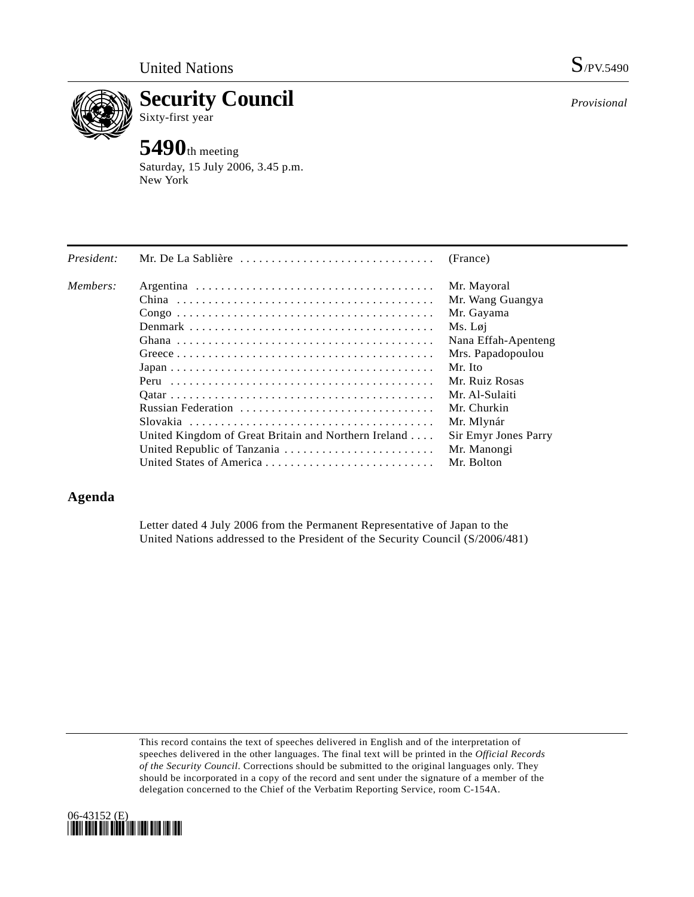United Nations S/PV.5490

# Security Council

Sixty-first year

*Provisional*

## 5490th meeting

Saturday, 15 July 2006, 3.45 p.m.
New York

| | | |
|---|---|---|
| *President:* | Mr. De La Sablière | (France) |
| *Members:* | Argentina | Mr. Mayoral |
| | China | Mr. Wang Guangya |
| | Congo | Mr. Gayama |
| | Denmark | Ms. Løj |
| | Ghana | Nana Effah-Apenteng |
| | Greece | Mrs. Papadopoulou |
| | Japan | Mr. Ito |
| | Peru | Mr. Ruiz Rosas |
| | Qatar | Mr. Al-Sulaiti |
| | Russian Federation | Mr. Churkin |
| | Slovakia | Mr. Mlynár |
| | United Kingdom of Great Britain and Northern Ireland | Sir Emyr Jones Parry |
| | United Republic of Tanzania | Mr. Manongi |
| | United States of America | Mr. Bolton |

## Agenda

Letter dated 4 July 2006 from the Permanent Representative of Japan to the United Nations addressed to the President of the Security Council (S/2006/481)

This record contains the text of speeches delivered in English and of the interpretation of speeches delivered in the other languages. The final text will be printed in the *Official Records of the Security Council*. Corrections should be submitted to the original languages only. They should be incorporated in a copy of the record and sent under the signature of a member of the delegation concerned to the Chief of the Verbatim Reporting Service, room C-154A.

06-43152 (E)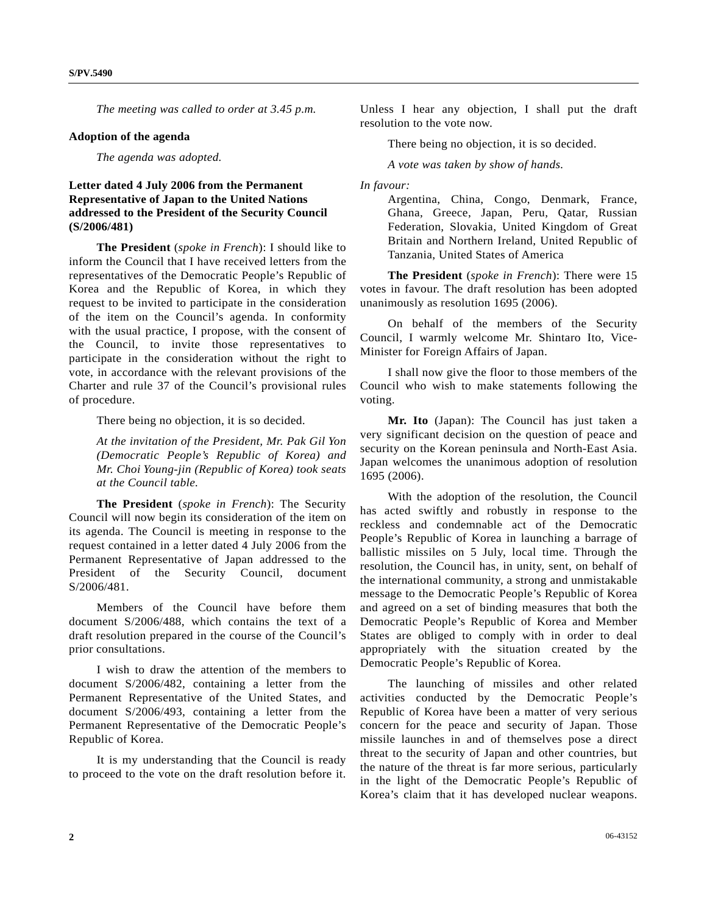*The meeting was called to order at 3.45 p.m.*

**Adoption of the agenda**

*The agenda was adopted.*

**Letter dated 4 July 2006 from the Permanent Representative of Japan to the United Nations addressed to the President of the Security Council (S/2006/481)**

**The President** (*spoke in French*): I should like to inform the Council that I have received letters from the representatives of the Democratic People's Republic of Korea and the Republic of Korea, in which they request to be invited to participate in the consideration of the item on the Council's agenda. In conformity with the usual practice, I propose, with the consent of the Council, to invite those representatives to participate in the consideration without the right to vote, in accordance with the relevant provisions of the Charter and rule 37 of the Council's provisional rules of procedure.

There being no objection, it is so decided.

*At the invitation of the President, Mr. Pak Gil Yon (Democratic People's Republic of Korea) and Mr. Choi Young-jin (Republic of Korea) took seats at the Council table.*

**The President** (*spoke in French*): The Security Council will now begin its consideration of the item on its agenda. The Council is meeting in response to the request contained in a letter dated 4 July 2006 from the Permanent Representative of Japan addressed to the President of the Security Council, document S/2006/481.

Members of the Council have before them document S/2006/488, which contains the text of a draft resolution prepared in the course of the Council's prior consultations.

I wish to draw the attention of the members to document S/2006/482, containing a letter from the Permanent Representative of the United States, and document S/2006/493, containing a letter from the Permanent Representative of the Democratic People's Republic of Korea.

It is my understanding that the Council is ready to proceed to the vote on the draft resolution before it. Unless I hear any objection, I shall put the draft resolution to the vote now.

There being no objection, it is so decided.

*A vote was taken by show of hands.*

*In favour:*

Argentina, China, Congo, Denmark, France, Ghana, Greece, Japan, Peru, Qatar, Russian Federation, Slovakia, United Kingdom of Great Britain and Northern Ireland, United Republic of Tanzania, United States of America

**The President** (*spoke in French*): There were 15 votes in favour. The draft resolution has been adopted unanimously as resolution 1695 (2006).

On behalf of the members of the Security Council, I warmly welcome Mr. Shintaro Ito, Vice-Minister for Foreign Affairs of Japan.

I shall now give the floor to those members of the Council who wish to make statements following the voting.

**Mr. Ito** (Japan): The Council has just taken a very significant decision on the question of peace and security on the Korean peninsula and North-East Asia. Japan welcomes the unanimous adoption of resolution 1695 (2006).

With the adoption of the resolution, the Council has acted swiftly and robustly in response to the reckless and condemnable act of the Democratic People's Republic of Korea in launching a barrage of ballistic missiles on 5 July, local time. Through the resolution, the Council has, in unity, sent, on behalf of the international community, a strong and unmistakable message to the Democratic People's Republic of Korea and agreed on a set of binding measures that both the Democratic People's Republic of Korea and Member States are obliged to comply with in order to deal appropriately with the situation created by the Democratic People's Republic of Korea.

The launching of missiles and other related activities conducted by the Democratic People's Republic of Korea have been a matter of very serious concern for the peace and security of Japan. Those missile launches in and of themselves pose a direct threat to the security of Japan and other countries, but the nature of the threat is far more serious, particularly in the light of the Democratic People's Republic of Korea's claim that it has developed nuclear weapons.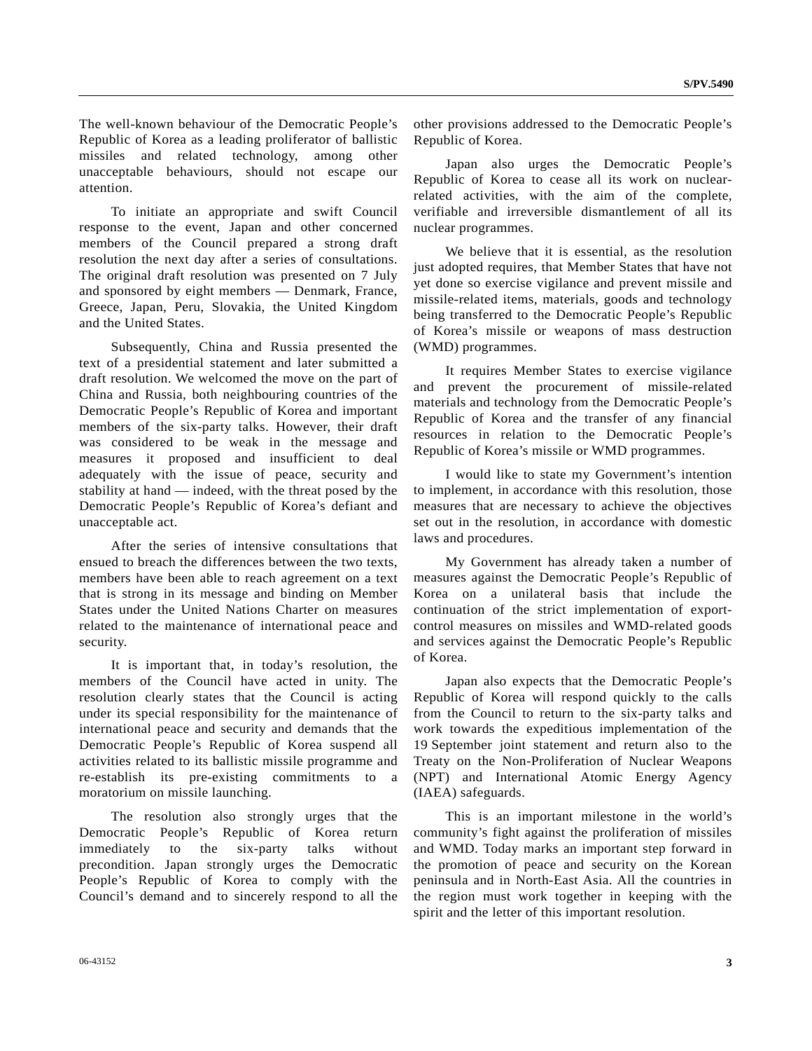The well-known behaviour of the Democratic People's Republic of Korea as a leading proliferator of ballistic missiles and related technology, among other unacceptable behaviours, should not escape our attention.

To initiate an appropriate and swift Council response to the event, Japan and other concerned members of the Council prepared a strong draft resolution the next day after a series of consultations. The original draft resolution was presented on 7 July and sponsored by eight members — Denmark, France, Greece, Japan, Peru, Slovakia, the United Kingdom and the United States.

Subsequently, China and Russia presented the text of a presidential statement and later submitted a draft resolution. We welcomed the move on the part of China and Russia, both neighbouring countries of the Democratic People's Republic of Korea and important members of the six-party talks. However, their draft was considered to be weak in the message and measures it proposed and insufficient to deal adequately with the issue of peace, security and stability at hand — indeed, with the threat posed by the Democratic People's Republic of Korea's defiant and unacceptable act.

After the series of intensive consultations that ensued to breach the differences between the two texts, members have been able to reach agreement on a text that is strong in its message and binding on Member States under the United Nations Charter on measures related to the maintenance of international peace and security.

It is important that, in today's resolution, the members of the Council have acted in unity. The resolution clearly states that the Council is acting under its special responsibility for the maintenance of international peace and security and demands that the Democratic People's Republic of Korea suspend all activities related to its ballistic missile programme and re-establish its pre-existing commitments to a moratorium on missile launching.

The resolution also strongly urges that the Democratic People's Republic of Korea return immediately to the six-party talks without precondition. Japan strongly urges the Democratic People's Republic of Korea to comply with the Council's demand and to sincerely respond to all the other provisions addressed to the Democratic People's Republic of Korea.

Japan also urges the Democratic People's Republic of Korea to cease all its work on nuclear-related activities, with the aim of the complete, verifiable and irreversible dismantlement of all its nuclear programmes.

We believe that it is essential, as the resolution just adopted requires, that Member States that have not yet done so exercise vigilance and prevent missile and missile-related items, materials, goods and technology being transferred to the Democratic People's Republic of Korea's missile or weapons of mass destruction (WMD) programmes.

It requires Member States to exercise vigilance and prevent the procurement of missile-related materials and technology from the Democratic People's Republic of Korea and the transfer of any financial resources in relation to the Democratic People's Republic of Korea's missile or WMD programmes.

I would like to state my Government's intention to implement, in accordance with this resolution, those measures that are necessary to achieve the objectives set out in the resolution, in accordance with domestic laws and procedures.

My Government has already taken a number of measures against the Democratic People's Republic of Korea on a unilateral basis that include the continuation of the strict implementation of export-control measures on missiles and WMD-related goods and services against the Democratic People's Republic of Korea.

Japan also expects that the Democratic People's Republic of Korea will respond quickly to the calls from the Council to return to the six-party talks and work towards the expeditious implementation of the 19 September joint statement and return also to the Treaty on the Non-Proliferation of Nuclear Weapons (NPT) and International Atomic Energy Agency (IAEA) safeguards.

This is an important milestone in the world's community's fight against the proliferation of missiles and WMD. Today marks an important step forward in the promotion of peace and security on the Korean peninsula and in North-East Asia. All the countries in the region must work together in keeping with the spirit and the letter of this important resolution.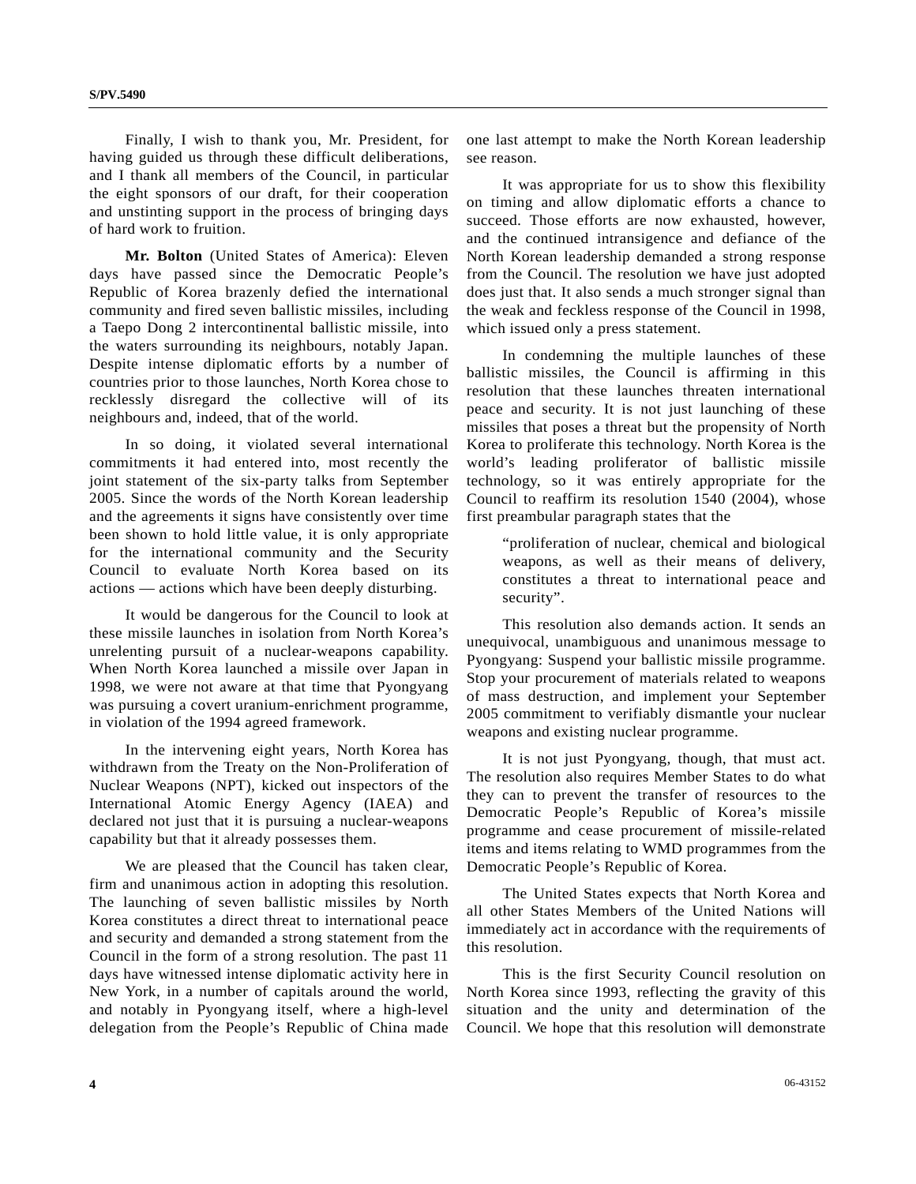Finally, I wish to thank you, Mr. President, for having guided us through these difficult deliberations, and I thank all members of the Council, in particular the eight sponsors of our draft, for their cooperation and unstinting support in the process of bringing days of hard work to fruition.

**Mr. Bolton** (United States of America): Eleven days have passed since the Democratic People's Republic of Korea brazenly defied the international community and fired seven ballistic missiles, including a Taepo Dong 2 intercontinental ballistic missile, into the waters surrounding its neighbours, notably Japan. Despite intense diplomatic efforts by a number of countries prior to those launches, North Korea chose to recklessly disregard the collective will of its neighbours and, indeed, that of the world.

In so doing, it violated several international commitments it had entered into, most recently the joint statement of the six-party talks from September 2005. Since the words of the North Korean leadership and the agreements it signs have consistently over time been shown to hold little value, it is only appropriate for the international community and the Security Council to evaluate North Korea based on its actions — actions which have been deeply disturbing.

It would be dangerous for the Council to look at these missile launches in isolation from North Korea's unrelenting pursuit of a nuclear-weapons capability. When North Korea launched a missile over Japan in 1998, we were not aware at that time that Pyongyang was pursuing a covert uranium-enrichment programme, in violation of the 1994 agreed framework.

In the intervening eight years, North Korea has withdrawn from the Treaty on the Non-Proliferation of Nuclear Weapons (NPT), kicked out inspectors of the International Atomic Energy Agency (IAEA) and declared not just that it is pursuing a nuclear-weapons capability but that it already possesses them.

We are pleased that the Council has taken clear, firm and unanimous action in adopting this resolution. The launching of seven ballistic missiles by North Korea constitutes a direct threat to international peace and security and demanded a strong statement from the Council in the form of a strong resolution. The past 11 days have witnessed intense diplomatic activity here in New York, in a number of capitals around the world, and notably in Pyongyang itself, where a high-level delegation from the People's Republic of China made one last attempt to make the North Korean leadership see reason.

It was appropriate for us to show this flexibility on timing and allow diplomatic efforts a chance to succeed. Those efforts are now exhausted, however, and the continued intransigence and defiance of the North Korean leadership demanded a strong response from the Council. The resolution we have just adopted does just that. It also sends a much stronger signal than the weak and feckless response of the Council in 1998, which issued only a press statement.

In condemning the multiple launches of these ballistic missiles, the Council is affirming in this resolution that these launches threaten international peace and security. It is not just launching of these missiles that poses a threat but the propensity of North Korea to proliferate this technology. North Korea is the world's leading proliferator of ballistic missile technology, so it was entirely appropriate for the Council to reaffirm its resolution 1540 (2004), whose first preambular paragraph states that the

> "proliferation of nuclear, chemical and biological weapons, as well as their means of delivery, constitutes a threat to international peace and security".

This resolution also demands action. It sends an unequivocal, unambiguous and unanimous message to Pyongyang: Suspend your ballistic missile programme. Stop your procurement of materials related to weapons of mass destruction, and implement your September 2005 commitment to verifiably dismantle your nuclear weapons and existing nuclear programme.

It is not just Pyongyang, though, that must act. The resolution also requires Member States to do what they can to prevent the transfer of resources to the Democratic People's Republic of Korea's missile programme and cease procurement of missile-related items and items relating to WMD programmes from the Democratic People's Republic of Korea.

The United States expects that North Korea and all other States Members of the United Nations will immediately act in accordance with the requirements of this resolution.

This is the first Security Council resolution on North Korea since 1993, reflecting the gravity of this situation and the unity and determination of the Council. We hope that this resolution will demonstrate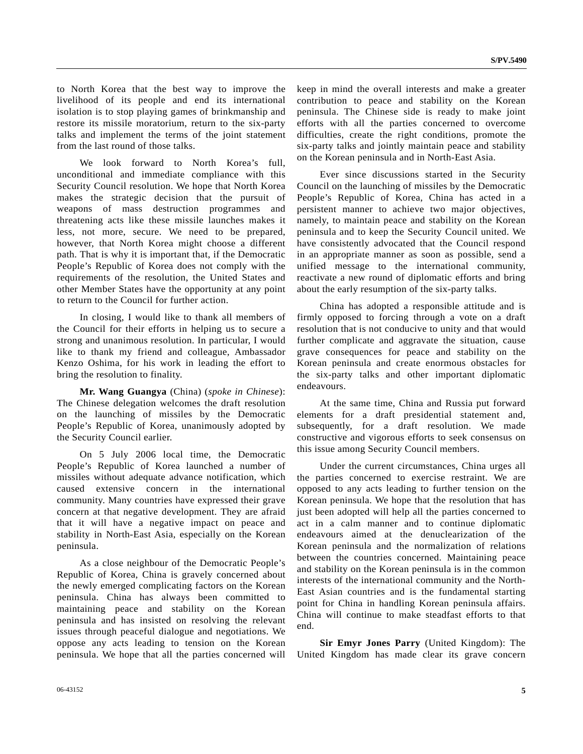to North Korea that the best way to improve the livelihood of its people and end its international isolation is to stop playing games of brinkmanship and restore its missile moratorium, return to the six-party talks and implement the terms of the joint statement from the last round of those talks.

We look forward to North Korea's full, unconditional and immediate compliance with this Security Council resolution. We hope that North Korea makes the strategic decision that the pursuit of weapons of mass destruction programmes and threatening acts like these missile launches makes it less, not more, secure. We need to be prepared, however, that North Korea might choose a different path. That is why it is important that, if the Democratic People's Republic of Korea does not comply with the requirements of the resolution, the United States and other Member States have the opportunity at any point to return to the Council for further action.

In closing, I would like to thank all members of the Council for their efforts in helping us to secure a strong and unanimous resolution. In particular, I would like to thank my friend and colleague, Ambassador Kenzo Oshima, for his work in leading the effort to bring the resolution to finality.

**Mr. Wang Guangya** (China) (*spoke in Chinese*): The Chinese delegation welcomes the draft resolution on the launching of missiles by the Democratic People's Republic of Korea, unanimously adopted by the Security Council earlier.

On 5 July 2006 local time, the Democratic People's Republic of Korea launched a number of missiles without adequate advance notification, which caused extensive concern in the international community. Many countries have expressed their grave concern at that negative development. They are afraid that it will have a negative impact on peace and stability in North-East Asia, especially on the Korean peninsula.

As a close neighbour of the Democratic People's Republic of Korea, China is gravely concerned about the newly emerged complicating factors on the Korean peninsula. China has always been committed to maintaining peace and stability on the Korean peninsula and has insisted on resolving the relevant issues through peaceful dialogue and negotiations. We oppose any acts leading to tension on the Korean peninsula. We hope that all the parties concerned will keep in mind the overall interests and make a greater contribution to peace and stability on the Korean peninsula. The Chinese side is ready to make joint efforts with all the parties concerned to overcome difficulties, create the right conditions, promote the six-party talks and jointly maintain peace and stability on the Korean peninsula and in North-East Asia.

Ever since discussions started in the Security Council on the launching of missiles by the Democratic People's Republic of Korea, China has acted in a persistent manner to achieve two major objectives, namely, to maintain peace and stability on the Korean peninsula and to keep the Security Council united. We have consistently advocated that the Council respond in an appropriate manner as soon as possible, send a unified message to the international community, reactivate a new round of diplomatic efforts and bring about the early resumption of the six-party talks.

China has adopted a responsible attitude and is firmly opposed to forcing through a vote on a draft resolution that is not conducive to unity and that would further complicate and aggravate the situation, cause grave consequences for peace and stability on the Korean peninsula and create enormous obstacles for the six-party talks and other important diplomatic endeavours.

At the same time, China and Russia put forward elements for a draft presidential statement and, subsequently, for a draft resolution. We made constructive and vigorous efforts to seek consensus on this issue among Security Council members.

Under the current circumstances, China urges all the parties concerned to exercise restraint. We are opposed to any acts leading to further tension on the Korean peninsula. We hope that the resolution that has just been adopted will help all the parties concerned to act in a calm manner and to continue diplomatic endeavours aimed at the denuclearization of the Korean peninsula and the normalization of relations between the countries concerned. Maintaining peace and stability on the Korean peninsula is in the common interests of the international community and the North-East Asian countries and is the fundamental starting point for China in handling Korean peninsula affairs. China will continue to make steadfast efforts to that end.

**Sir Emyr Jones Parry** (United Kingdom): The United Kingdom has made clear its grave concern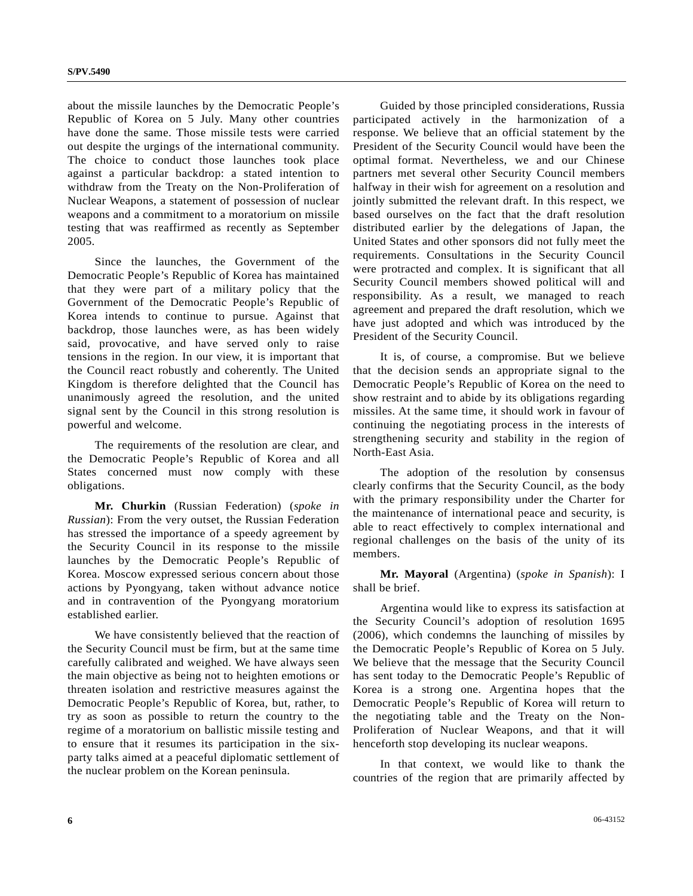about the missile launches by the Democratic People's Republic of Korea on 5 July. Many other countries have done the same. Those missile tests were carried out despite the urgings of the international community. The choice to conduct those launches took place against a particular backdrop: a stated intention to withdraw from the Treaty on the Non-Proliferation of Nuclear Weapons, a statement of possession of nuclear weapons and a commitment to a moratorium on missile testing that was reaffirmed as recently as September 2005.

Since the launches, the Government of the Democratic People's Republic of Korea has maintained that they were part of a military policy that the Government of the Democratic People's Republic of Korea intends to continue to pursue. Against that backdrop, those launches were, as has been widely said, provocative, and have served only to raise tensions in the region. In our view, it is important that the Council react robustly and coherently. The United Kingdom is therefore delighted that the Council has unanimously agreed the resolution, and the united signal sent by the Council in this strong resolution is powerful and welcome.

The requirements of the resolution are clear, and the Democratic People's Republic of Korea and all States concerned must now comply with these obligations.

**Mr. Churkin** (Russian Federation) (*spoke in Russian*): From the very outset, the Russian Federation has stressed the importance of a speedy agreement by the Security Council in its response to the missile launches by the Democratic People's Republic of Korea. Moscow expressed serious concern about those actions by Pyongyang, taken without advance notice and in contravention of the Pyongyang moratorium established earlier.

We have consistently believed that the reaction of the Security Council must be firm, but at the same time carefully calibrated and weighed. We have always seen the main objective as being not to heighten emotions or threaten isolation and restrictive measures against the Democratic People's Republic of Korea, but, rather, to try as soon as possible to return the country to the regime of a moratorium on ballistic missile testing and to ensure that it resumes its participation in the six-party talks aimed at a peaceful diplomatic settlement of the nuclear problem on the Korean peninsula.

Guided by those principled considerations, Russia participated actively in the harmonization of a response. We believe that an official statement by the President of the Security Council would have been the optimal format. Nevertheless, we and our Chinese partners met several other Security Council members halfway in their wish for agreement on a resolution and jointly submitted the relevant draft. In this respect, we based ourselves on the fact that the draft resolution distributed earlier by the delegations of Japan, the United States and other sponsors did not fully meet the requirements. Consultations in the Security Council were protracted and complex. It is significant that all Security Council members showed political will and responsibility. As a result, we managed to reach agreement and prepared the draft resolution, which we have just adopted and which was introduced by the President of the Security Council.

It is, of course, a compromise. But we believe that the decision sends an appropriate signal to the Democratic People's Republic of Korea on the need to show restraint and to abide by its obligations regarding missiles. At the same time, it should work in favour of continuing the negotiating process in the interests of strengthening security and stability in the region of North-East Asia.

The adoption of the resolution by consensus clearly confirms that the Security Council, as the body with the primary responsibility under the Charter for the maintenance of international peace and security, is able to react effectively to complex international and regional challenges on the basis of the unity of its members.

**Mr. Mayoral** (Argentina) (*spoke in Spanish*): I shall be brief.

Argentina would like to express its satisfaction at the Security Council's adoption of resolution 1695 (2006), which condemns the launching of missiles by the Democratic People's Republic of Korea on 5 July. We believe that the message that the Security Council has sent today to the Democratic People's Republic of Korea is a strong one. Argentina hopes that the Democratic People's Republic of Korea will return to the negotiating table and the Treaty on the Non-Proliferation of Nuclear Weapons, and that it will henceforth stop developing its nuclear weapons.

In that context, we would like to thank the countries of the region that are primarily affected by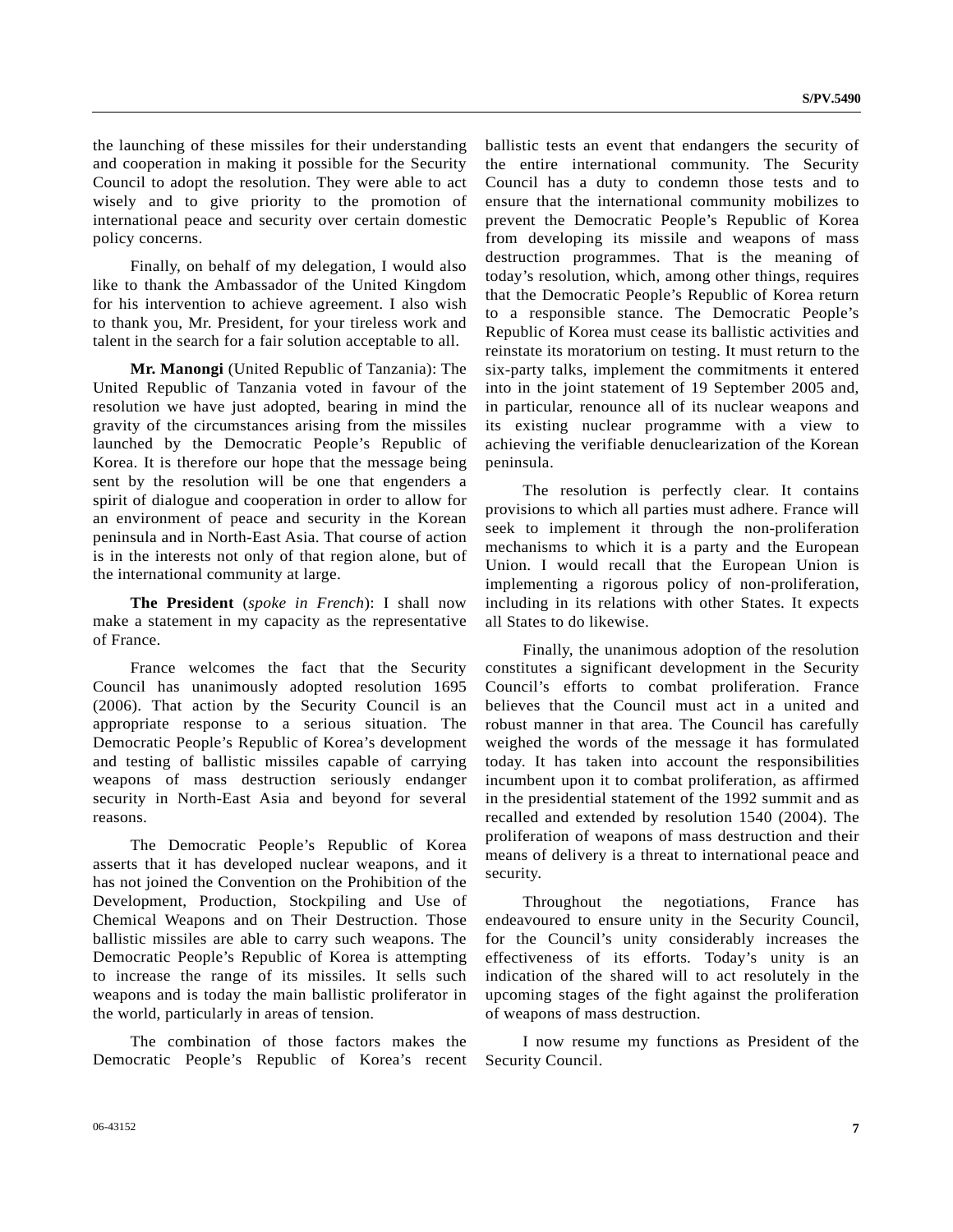the launching of these missiles for their understanding and cooperation in making it possible for the Security Council to adopt the resolution. They were able to act wisely and to give priority to the promotion of international peace and security over certain domestic policy concerns.

Finally, on behalf of my delegation, I would also like to thank the Ambassador of the United Kingdom for his intervention to achieve agreement. I also wish to thank you, Mr. President, for your tireless work and talent in the search for a fair solution acceptable to all.

**Mr. Manongi** (United Republic of Tanzania): The United Republic of Tanzania voted in favour of the resolution we have just adopted, bearing in mind the gravity of the circumstances arising from the missiles launched by the Democratic People's Republic of Korea. It is therefore our hope that the message being sent by the resolution will be one that engenders a spirit of dialogue and cooperation in order to allow for an environment of peace and security in the Korean peninsula and in North-East Asia. That course of action is in the interests not only of that region alone, but of the international community at large.

**The President** (*spoke in French*): I shall now make a statement in my capacity as the representative of France.

France welcomes the fact that the Security Council has unanimously adopted resolution 1695 (2006). That action by the Security Council is an appropriate response to a serious situation. The Democratic People's Republic of Korea's development and testing of ballistic missiles capable of carrying weapons of mass destruction seriously endanger security in North-East Asia and beyond for several reasons.

The Democratic People's Republic of Korea asserts that it has developed nuclear weapons, and it has not joined the Convention on the Prohibition of the Development, Production, Stockpiling and Use of Chemical Weapons and on Their Destruction. Those ballistic missiles are able to carry such weapons. The Democratic People's Republic of Korea is attempting to increase the range of its missiles. It sells such weapons and is today the main ballistic proliferator in the world, particularly in areas of tension.

The combination of those factors makes the Democratic People's Republic of Korea's recent ballistic tests an event that endangers the security of the entire international community. The Security Council has a duty to condemn those tests and to ensure that the international community mobilizes to prevent the Democratic People's Republic of Korea from developing its missile and weapons of mass destruction programmes. That is the meaning of today's resolution, which, among other things, requires that the Democratic People's Republic of Korea return to a responsible stance. The Democratic People's Republic of Korea must cease its ballistic activities and reinstate its moratorium on testing. It must return to the six-party talks, implement the commitments it entered into in the joint statement of 19 September 2005 and, in particular, renounce all of its nuclear weapons and its existing nuclear programme with a view to achieving the verifiable denuclearization of the Korean peninsula.

The resolution is perfectly clear. It contains provisions to which all parties must adhere. France will seek to implement it through the non-proliferation mechanisms to which it is a party and the European Union. I would recall that the European Union is implementing a rigorous policy of non-proliferation, including in its relations with other States. It expects all States to do likewise.

Finally, the unanimous adoption of the resolution constitutes a significant development in the Security Council's efforts to combat proliferation. France believes that the Council must act in a united and robust manner in that area. The Council has carefully weighed the words of the message it has formulated today. It has taken into account the responsibilities incumbent upon it to combat proliferation, as affirmed in the presidential statement of the 1992 summit and as recalled and extended by resolution 1540 (2004). The proliferation of weapons of mass destruction and their means of delivery is a threat to international peace and security.

Throughout the negotiations, France has endeavoured to ensure unity in the Security Council, for the Council's unity considerably increases the effectiveness of its efforts. Today's unity is an indication of the shared will to act resolutely in the upcoming stages of the fight against the proliferation of weapons of mass destruction.

I now resume my functions as President of the Security Council.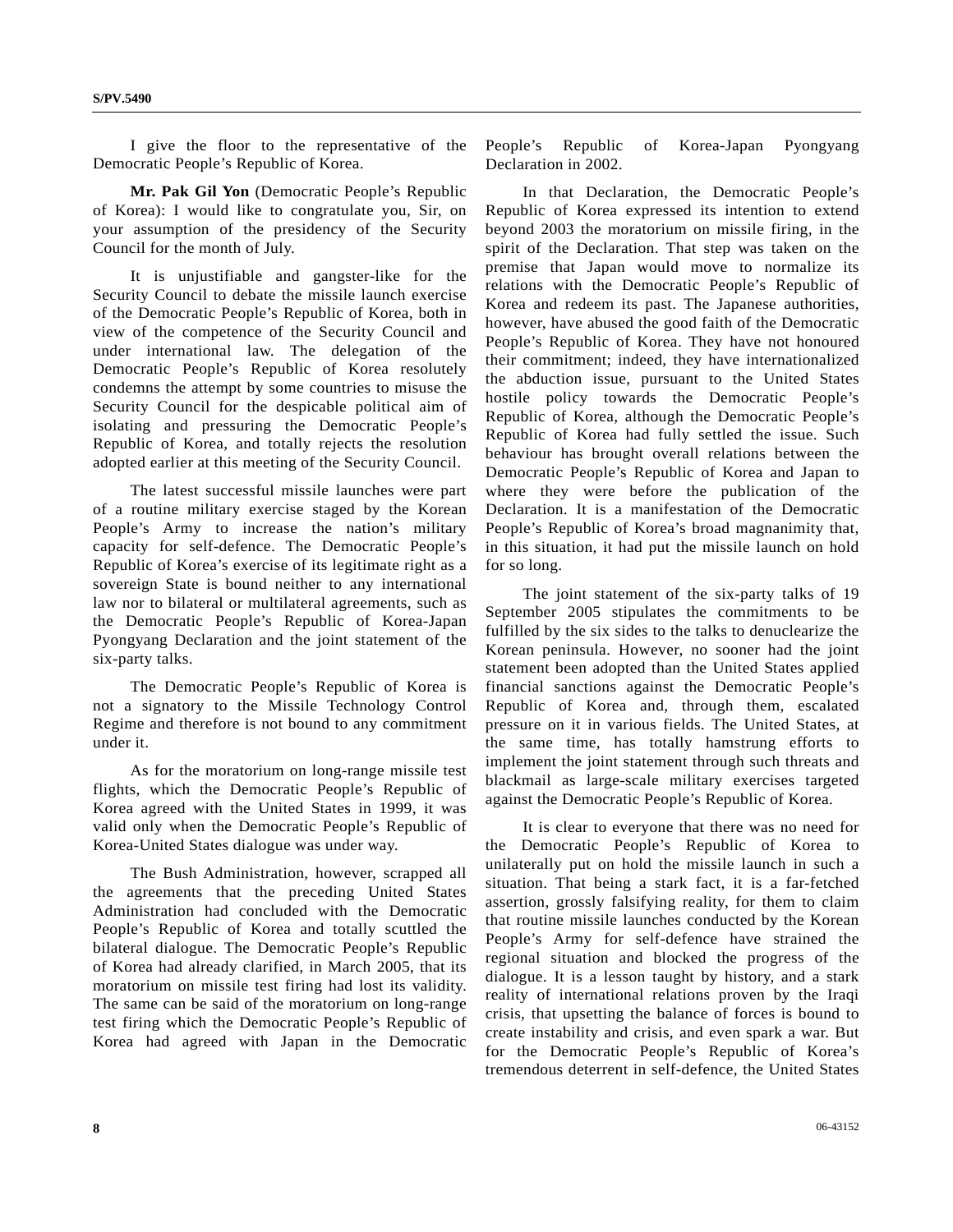I give the floor to the representative of the Democratic People's Republic of Korea.

**Mr. Pak Gil Yon** (Democratic People's Republic of Korea): I would like to congratulate you, Sir, on your assumption of the presidency of the Security Council for the month of July.

It is unjustifiable and gangster-like for the Security Council to debate the missile launch exercise of the Democratic People's Republic of Korea, both in view of the competence of the Security Council and under international law. The delegation of the Democratic People's Republic of Korea resolutely condemns the attempt by some countries to misuse the Security Council for the despicable political aim of isolating and pressuring the Democratic People's Republic of Korea, and totally rejects the resolution adopted earlier at this meeting of the Security Council.

The latest successful missile launches were part of a routine military exercise staged by the Korean People's Army to increase the nation's military capacity for self-defence. The Democratic People's Republic of Korea's exercise of its legitimate right as a sovereign State is bound neither to any international law nor to bilateral or multilateral agreements, such as the Democratic People's Republic of Korea-Japan Pyongyang Declaration and the joint statement of the six-party talks.

The Democratic People's Republic of Korea is not a signatory to the Missile Technology Control Regime and therefore is not bound to any commitment under it.

As for the moratorium on long-range missile test flights, which the Democratic People's Republic of Korea agreed with the United States in 1999, it was valid only when the Democratic People's Republic of Korea-United States dialogue was under way.

The Bush Administration, however, scrapped all the agreements that the preceding United States Administration had concluded with the Democratic People's Republic of Korea and totally scuttled the bilateral dialogue. The Democratic People's Republic of Korea had already clarified, in March 2005, that its moratorium on missile test firing had lost its validity. The same can be said of the moratorium on long-range test firing which the Democratic People's Republic of Korea had agreed with Japan in the Democratic People's Republic of Korea-Japan Pyongyang Declaration in 2002.

In that Declaration, the Democratic People's Republic of Korea expressed its intention to extend beyond 2003 the moratorium on missile firing, in the spirit of the Declaration. That step was taken on the premise that Japan would move to normalize its relations with the Democratic People's Republic of Korea and redeem its past. The Japanese authorities, however, have abused the good faith of the Democratic People's Republic of Korea. They have not honoured their commitment; indeed, they have internationalized the abduction issue, pursuant to the United States hostile policy towards the Democratic People's Republic of Korea, although the Democratic People's Republic of Korea had fully settled the issue. Such behaviour has brought overall relations between the Democratic People's Republic of Korea and Japan to where they were before the publication of the Declaration. It is a manifestation of the Democratic People's Republic of Korea's broad magnanimity that, in this situation, it had put the missile launch on hold for so long.

The joint statement of the six-party talks of 19 September 2005 stipulates the commitments to be fulfilled by the six sides to the talks to denuclearize the Korean peninsula. However, no sooner had the joint statement been adopted than the United States applied financial sanctions against the Democratic People's Republic of Korea and, through them, escalated pressure on it in various fields. The United States, at the same time, has totally hamstrung efforts to implement the joint statement through such threats and blackmail as large-scale military exercises targeted against the Democratic People's Republic of Korea.

It is clear to everyone that there was no need for the Democratic People's Republic of Korea to unilaterally put on hold the missile launch in such a situation. That being a stark fact, it is a far-fetched assertion, grossly falsifying reality, for them to claim that routine missile launches conducted by the Korean People's Army for self-defence have strained the regional situation and blocked the progress of the dialogue. It is a lesson taught by history, and a stark reality of international relations proven by the Iraqi crisis, that upsetting the balance of forces is bound to create instability and crisis, and even spark a war. But for the Democratic People's Republic of Korea's tremendous deterrent in self-defence, the United States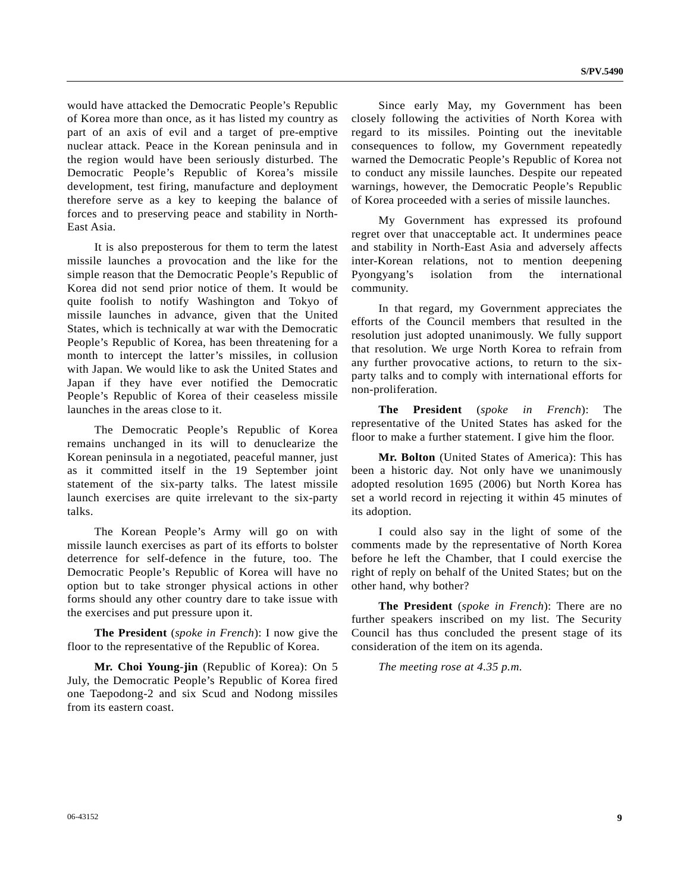would have attacked the Democratic People's Republic of Korea more than once, as it has listed my country as part of an axis of evil and a target of pre-emptive nuclear attack. Peace in the Korean peninsula and in the region would have been seriously disturbed. The Democratic People's Republic of Korea's missile development, test firing, manufacture and deployment therefore serve as a key to keeping the balance of forces and to preserving peace and stability in North-East Asia.

It is also preposterous for them to term the latest missile launches a provocation and the like for the simple reason that the Democratic People's Republic of Korea did not send prior notice of them. It would be quite foolish to notify Washington and Tokyo of missile launches in advance, given that the United States, which is technically at war with the Democratic People's Republic of Korea, has been threatening for a month to intercept the latter's missiles, in collusion with Japan. We would like to ask the United States and Japan if they have ever notified the Democratic People's Republic of Korea of their ceaseless missile launches in the areas close to it.

The Democratic People's Republic of Korea remains unchanged in its will to denuclearize the Korean peninsula in a negotiated, peaceful manner, just as it committed itself in the 19 September joint statement of the six-party talks. The latest missile launch exercises are quite irrelevant to the six-party talks.

The Korean People's Army will go on with missile launch exercises as part of its efforts to bolster deterrence for self-defence in the future, too. The Democratic People's Republic of Korea will have no option but to take stronger physical actions in other forms should any other country dare to take issue with the exercises and put pressure upon it.

**The President** (*spoke in French*): I now give the floor to the representative of the Republic of Korea.

**Mr. Choi Young-jin** (Republic of Korea): On 5 July, the Democratic People's Republic of Korea fired one Taepodong-2 and six Scud and Nodong missiles from its eastern coast.

Since early May, my Government has been closely following the activities of North Korea with regard to its missiles. Pointing out the inevitable consequences to follow, my Government repeatedly warned the Democratic People's Republic of Korea not to conduct any missile launches. Despite our repeated warnings, however, the Democratic People's Republic of Korea proceeded with a series of missile launches.

My Government has expressed its profound regret over that unacceptable act. It undermines peace and stability in North-East Asia and adversely affects inter-Korean relations, not to mention deepening Pyongyang's isolation from the international community.

In that regard, my Government appreciates the efforts of the Council members that resulted in the resolution just adopted unanimously. We fully support that resolution. We urge North Korea to refrain from any further provocative actions, to return to the six-party talks and to comply with international efforts for non-proliferation.

**The President** (*spoke in French*): The representative of the United States has asked for the floor to make a further statement. I give him the floor.

**Mr. Bolton** (United States of America): This has been a historic day. Not only have we unanimously adopted resolution 1695 (2006) but North Korea has set a world record in rejecting it within 45 minutes of its adoption.

I could also say in the light of some of the comments made by the representative of North Korea before he left the Chamber, that I could exercise the right of reply on behalf of the United States; but on the other hand, why bother?

**The President** (*spoke in French*): There are no further speakers inscribed on my list. The Security Council has thus concluded the present stage of its consideration of the item on its agenda.

*The meeting rose at 4.35 p.m.*